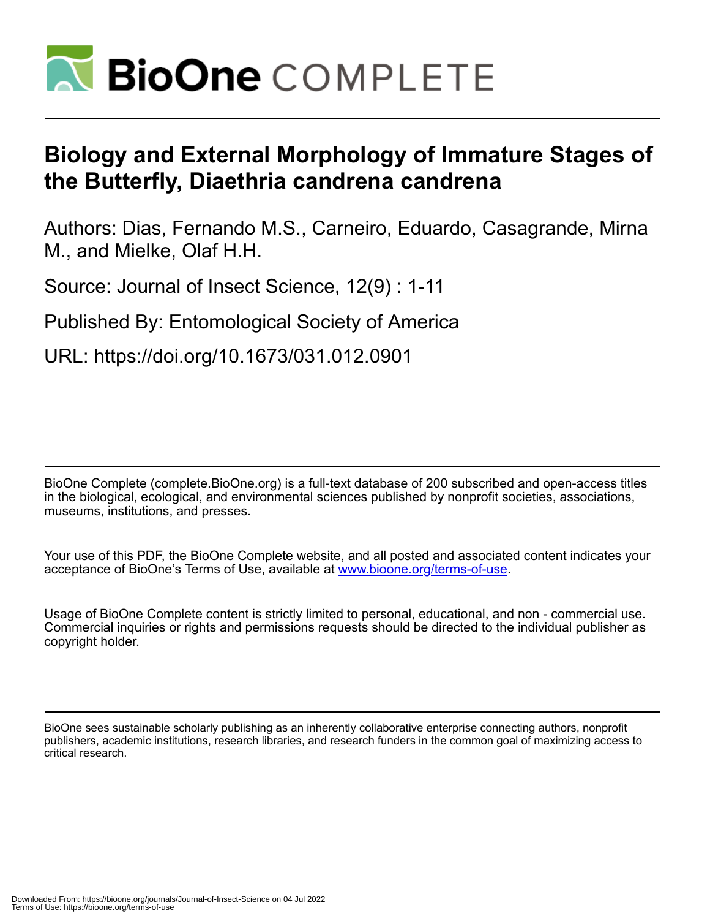# Biology and External Morphology of Immature Stages of the Butterfly, Diaethria candrena candrena

Authors: Dias, Fernando M.S., Carneiro, Eduardo, Casagrande, Mirna M., and Mielke, Olaf H.H.

Source: Journal of Insect Science, 12(9) : 1-11

Published By: Entomological Society of America

URL: https://doi.org/10.1673/031.012.0901

BioOne Complete (complete.BioOne.org) is a full-text database of 200 subscribed and open-access titles in the biological, ecological, and environmental sciences published by nonprofit societies, associations, museums, institutions, and presses.

Your use of this PDF, the BioOne Complete website, and all posted and associated content indicates your acceptance of BioOne's Terms of Use, available at www.bioone.org/terms-of-use.

Usage of BioOne Complete content is strictly limited to personal, educational, and non - commercial use. Commercial inquiries or rights and permissions requests should be directed to the individual publisher as copyright holder.

BioOne sees sustainable scholarly publishing as an inherently collaborative enterprise connecting authors, nonprofit publishers, academic institutions, research libraries, and research funders in the common goal of maximizing access to critical research.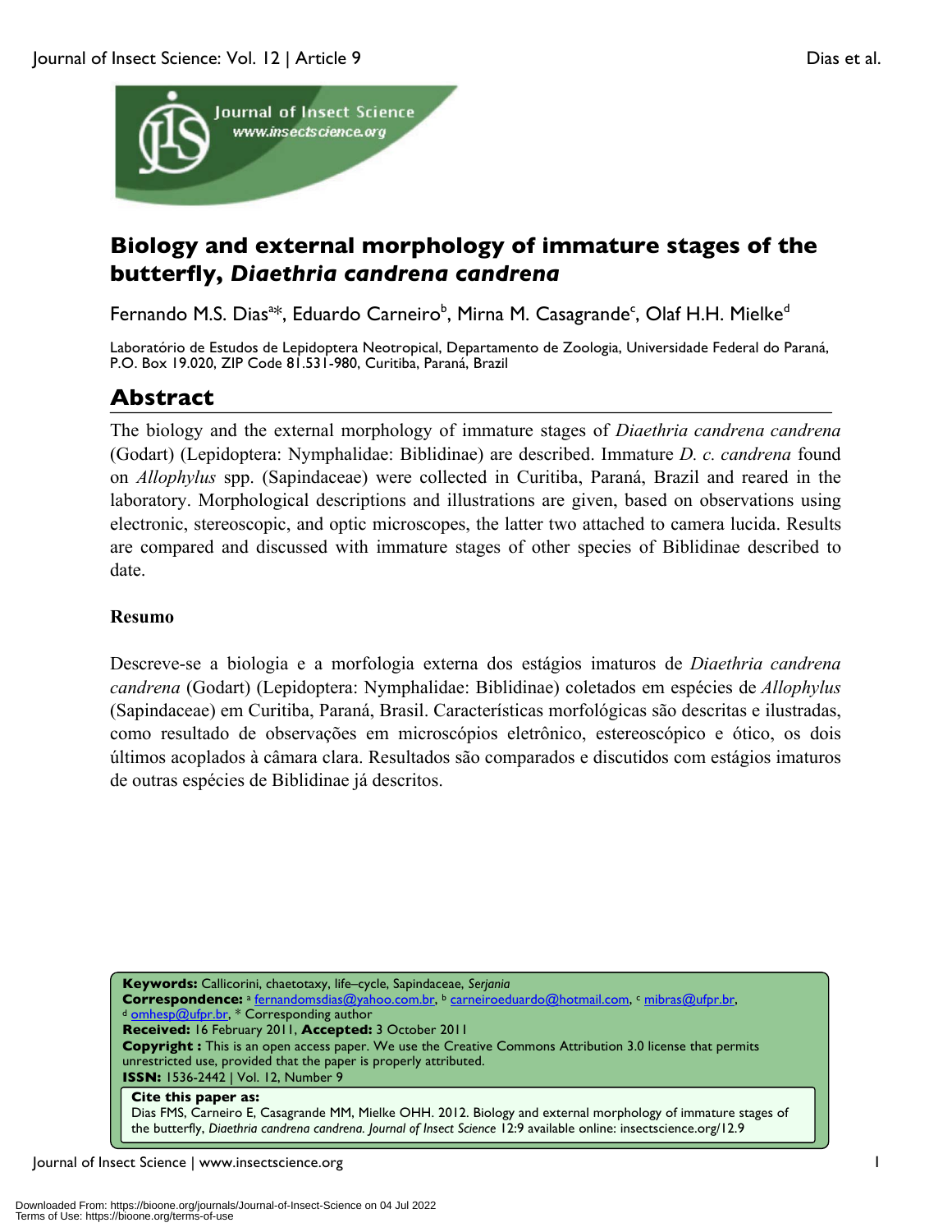# Biology and external morphology of immature stages of the butterfly, *Diaethria candrena candrena*

Fernando M.S. Dias[a*], Eduardo Carneiro[b], Mirna M. Casagrande[c], Olaf H.H. Mielke[d]

Laboratório de Estudos de Lepidoptera Neotropical, Departamento de Zoologia, Universidade Federal do Paraná, P.O. Box 19.020, ZIP Code 81.531-980, Curitiba, Paraná, Brazil

## Abstract

The biology and the external morphology of immature stages of *Diaethria candrena candrena* (Godart) (Lepidoptera: Nymphalidae: Biblidinae) are described. Immature *D. c. candrena* found on *Allophylus* spp. (Sapindaceae) were collected in Curitiba, Paraná, Brazil and reared in the laboratory. Morphological descriptions and illustrations are given, based on observations using electronic, stereoscopic, and optic microscopes, the latter two attached to camera lucida. Results are compared and discussed with immature stages of other species of Biblidinae described to date.

### Resumo

Descreve-se a biologia e a morfologia externa dos estágios imaturos de *Diaethria candrena candrena* (Godart) (Lepidoptera: Nymphalidae: Biblidinae) coletados em espécies de *Allophylus* (Sapindaceae) em Curitiba, Paraná, Brasil. Características morfológicas são descritas e ilustradas, como resultado de observações em microscópios eletrônico, estereoscópico e ótico, os dois últimos acoplados à câmara clara. Resultados são comparados e discutidos com estágios imaturos de outras espécies de Biblidinae já descritos.

**Keywords:** Callicorini, chaetotaxy, life–cycle, Sapindaceae, *Serjania*
**Correspondence:** [a] fernandomsdias@yahoo.com.br, [b] carneiroeduardo@hotmail.com, [c] mibras@ufpr.br, [d] omhesp@ufpr.br, * Corresponding author
**Received:** 16 February 2011, **Accepted:** 3 October 2011
**Copyright :** This is an open access paper. We use the Creative Commons Attribution 3.0 license that permits unrestricted use, provided that the paper is properly attributed.
**ISSN:** 1536-2442 | Vol. 12, Number 9

**Cite this paper as:**
Dias FMS, Carneiro E, Casagrande MM, Mielke OHH. 2012. Biology and external morphology of immature stages of the butterfly, *Diaethria candrena candrena. Journal of Insect Science* 12:9 available online: insectscience.org/12.9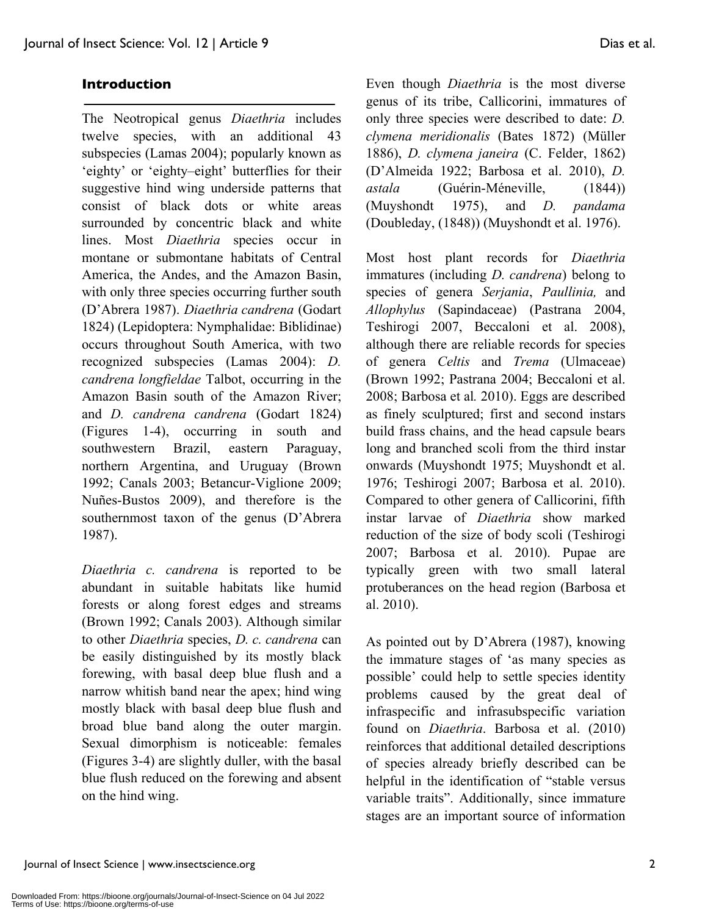## Introduction

The Neotropical genus *Diaethria* includes twelve species, with an additional 43 subspecies (Lamas 2004); popularly known as 'eighty' or 'eighty–eight' butterflies for their suggestive hind wing underside patterns that consist of black dots or white areas surrounded by concentric black and white lines. Most *Diaethria* species occur in montane or submontane habitats of Central America, the Andes, and the Amazon Basin, with only three species occurring further south (D'Abrera 1987). *Diaethria candrena* (Godart 1824) (Lepidoptera: Nymphalidae: Biblidinae) occurs throughout South America, with two recognized subspecies (Lamas 2004): *D. candrena longfieldae* Talbot, occurring in the Amazon Basin south of the Amazon River; and *D. candrena candrena* (Godart 1824) (Figures 1-4), occurring in south and southwestern Brazil, eastern Paraguay, northern Argentina, and Uruguay (Brown 1992; Canals 2003; Betancur-Viglione 2009; Nuñes-Bustos 2009), and therefore is the southernmost taxon of the genus (D'Abrera 1987).

*Diaethria c. candrena* is reported to be abundant in suitable habitats like humid forests or along forest edges and streams (Brown 1992; Canals 2003). Although similar to other *Diaethria* species, *D. c. candrena* can be easily distinguished by its mostly black forewing, with basal deep blue flush and a narrow whitish band near the apex; hind wing mostly black with basal deep blue flush and broad blue band along the outer margin. Sexual dimorphism is noticeable: females (Figures 3-4) are slightly duller, with the basal blue flush reduced on the forewing and absent on the hind wing.

Even though *Diaethria* is the most diverse genus of its tribe, Callicorini, immatures of only three species were described to date: *D. clymena meridionalis* (Bates 1872) (Müller 1886), *D. clymena janeira* (C. Felder, 1862) (D'Almeida 1922; Barbosa et al. 2010), *D. astala* (Guérin-Méneville, (1844)) (Muyshondt 1975), and *D. pandama* (Doubleday, (1848)) (Muyshondt et al. 1976).

Most host plant records for *Diaethria* immatures (including *D. candrena*) belong to species of genera *Serjania*, *Paullinia,* and *Allophylus* (Sapindaceae) (Pastrana 2004, Teshirogi 2007, Beccaloni et al. 2008), although there are reliable records for species of genera *Celtis* and *Trema* (Ulmaceae) (Brown 1992; Pastrana 2004; Beccaloni et al. 2008; Barbosa et al*.* 2010). Eggs are described as finely sculptured; first and second instars build frass chains, and the head capsule bears long and branched scoli from the third instar onwards (Muyshondt 1975; Muyshondt et al. 1976; Teshirogi 2007; Barbosa et al. 2010). Compared to other genera of Callicorini, fifth instar larvae of *Diaethria* show marked reduction of the size of body scoli (Teshirogi 2007; Barbosa et al. 2010). Pupae are typically green with two small lateral protuberances on the head region (Barbosa et al. 2010).

As pointed out by D'Abrera (1987), knowing the immature stages of 'as many species as possible' could help to settle species identity problems caused by the great deal of infraspecific and infrasubspecific variation found on *Diaethria*. Barbosa et al. (2010) reinforces that additional detailed descriptions of species already briefly described can be helpful in the identification of "stable versus variable traits". Additionally, since immature stages are an important source of information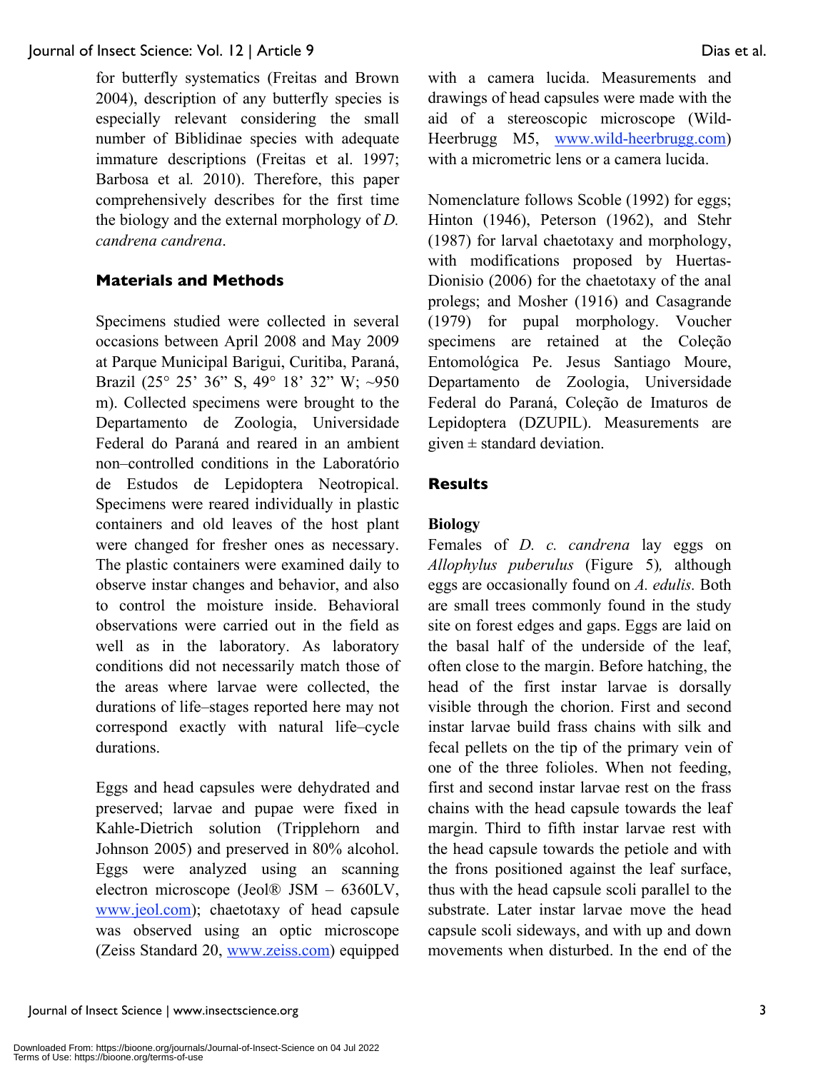for butterfly systematics (Freitas and Brown 2004), description of any butterfly species is especially relevant considering the small number of Biblidinae species with adequate immature descriptions (Freitas et al. 1997; Barbosa et al*.* 2010). Therefore, this paper comprehensively describes for the first time the biology and the external morphology of *D. candrena candrena*.

## Materials and Methods

Specimens studied were collected in several occasions between April 2008 and May 2009 at Parque Municipal Barigui, Curitiba, Paraná, Brazil (25° 25' 36" S, 49° 18' 32" W; ~950 m). Collected specimens were brought to the Departamento de Zoologia, Universidade Federal do Paraná and reared in an ambient non–controlled conditions in the Laboratório de Estudos de Lepidoptera Neotropical. Specimens were reared individually in plastic containers and old leaves of the host plant were changed for fresher ones as necessary. The plastic containers were examined daily to observe instar changes and behavior, and also to control the moisture inside. Behavioral observations were carried out in the field as well as in the laboratory. As laboratory conditions did not necessarily match those of the areas where larvae were collected, the durations of life–stages reported here may not correspond exactly with natural life–cycle durations.

Eggs and head capsules were dehydrated and preserved; larvae and pupae were fixed in Kahle-Dietrich solution (Tripplehorn and Johnson 2005) and preserved in 80% alcohol. Eggs were analyzed using an scanning electron microscope (Jeol® JSM – 6360LV, www.jeol.com); chaetotaxy of head capsule was observed using an optic microscope (Zeiss Standard 20, www.zeiss.com) equipped with a camera lucida. Measurements and drawings of head capsules were made with the aid of a stereoscopic microscope (Wild-Heerbrugg M5, www.wild-heerbrugg.com) with a micrometric lens or a camera lucida.

Nomenclature follows Scoble (1992) for eggs; Hinton (1946), Peterson (1962), and Stehr (1987) for larval chaetotaxy and morphology, with modifications proposed by Huertas-Dionisio (2006) for the chaetotaxy of the anal prolegs; and Mosher (1916) and Casagrande (1979) for pupal morphology. Voucher specimens are retained at the Coleção Entomológica Pe. Jesus Santiago Moure, Departamento de Zoologia, Universidade Federal do Paraná, Coleção de Imaturos de Lepidoptera (DZUPIL). Measurements are given ± standard deviation.

## Results

### Biology

Females of *D. c. candrena* lay eggs on *Allophylus puberulus* (Figure 5)*,* although eggs are occasionally found on *A. edulis.* Both are small trees commonly found in the study site on forest edges and gaps. Eggs are laid on the basal half of the underside of the leaf, often close to the margin. Before hatching, the head of the first instar larvae is dorsally visible through the chorion. First and second instar larvae build frass chains with silk and fecal pellets on the tip of the primary vein of one of the three folioles. When not feeding, first and second instar larvae rest on the frass chains with the head capsule towards the leaf margin. Third to fifth instar larvae rest with the head capsule towards the petiole and with the frons positioned against the leaf surface, thus with the head capsule scoli parallel to the substrate. Later instar larvae move the head capsule scoli sideways, and with up and down movements when disturbed. In the end of the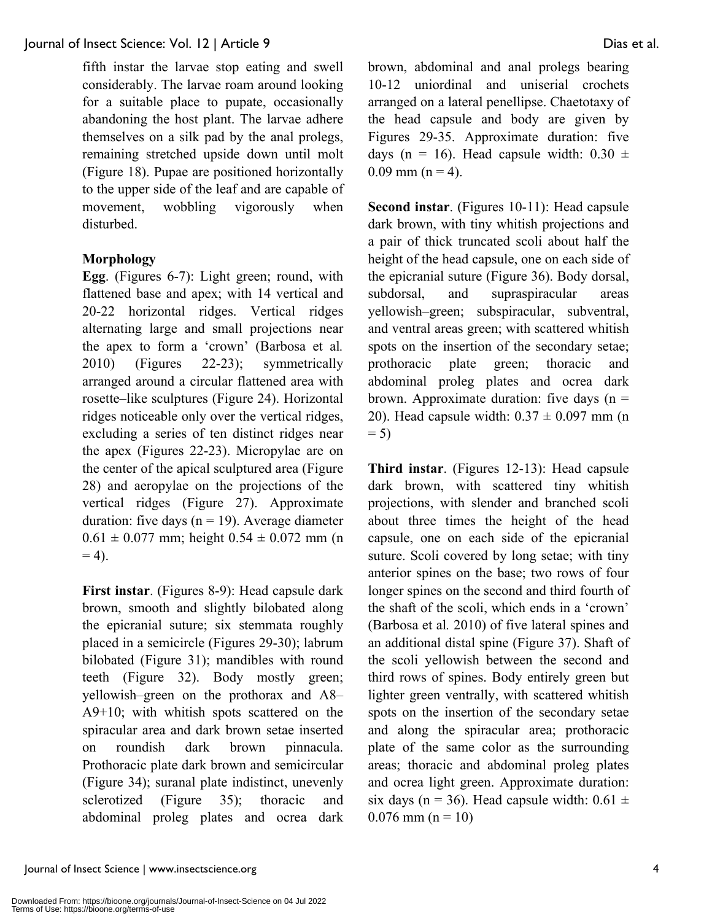fifth instar the larvae stop eating and swell considerably. The larvae roam around looking for a suitable place to pupate, occasionally abandoning the host plant. The larvae adhere themselves on a silk pad by the anal prolegs, remaining stretched upside down until molt (Figure 18). Pupae are positioned horizontally to the upper side of the leaf and are capable of movement, wobbling vigorously when disturbed.

### Morphology

**Egg**. (Figures 6-7): Light green; round, with flattened base and apex; with 14 vertical and 20-22 horizontal ridges. Vertical ridges alternating large and small projections near the apex to form a 'crown' (Barbosa et al*.* 2010) (Figures 22-23); symmetrically arranged around a circular flattened area with rosette–like sculptures (Figure 24). Horizontal ridges noticeable only over the vertical ridges, excluding a series of ten distinct ridges near the apex (Figures 22-23). Micropylae are on the center of the apical sculptured area (Figure 28) and aeropylae on the projections of the vertical ridges (Figure 27). Approximate duration: five days (n = 19). Average diameter 0.61 ± 0.077 mm; height 0.54 ± 0.072 mm (n = 4).

**First instar**. (Figures 8-9): Head capsule dark brown, smooth and slightly bilobated along the epicranial suture; six stemmata roughly placed in a semicircle (Figures 29-30); labrum bilobated (Figure 31); mandibles with round teeth (Figure 32). Body mostly green; yellowish–green on the prothorax and A8–A9+10; with whitish spots scattered on the spiracular area and dark brown setae inserted on roundish dark brown pinnacula. Prothoracic plate dark brown and semicircular (Figure 34); suranal plate indistinct, unevenly sclerotized (Figure 35); thoracic and abdominal proleg plates and ocrea dark brown, abdominal and anal prolegs bearing 10-12 uniordinal and uniserial crochets arranged on a lateral penellipse. Chaetotaxy of the head capsule and body are given by Figures 29-35. Approximate duration: five days (n = 16). Head capsule width: 0.30 ± 0.09 mm (n = 4).

**Second instar**. (Figures 10-11): Head capsule dark brown, with tiny whitish projections and a pair of thick truncated scoli about half the height of the head capsule, one on each side of the epicranial suture (Figure 36). Body dorsal, subdorsal, and supraspiracular areas yellowish–green; subspiracular, subventral, and ventral areas green; with scattered whitish spots on the insertion of the secondary setae; prothoracic plate green; thoracic and abdominal proleg plates and ocrea dark brown. Approximate duration: five days (n = 20). Head capsule width: 0.37 ± 0.097 mm (n = 5)

**Third instar**. (Figures 12-13): Head capsule dark brown, with scattered tiny whitish projections, with slender and branched scoli about three times the height of the head capsule, one on each side of the epicranial suture. Scoli covered by long setae; with tiny anterior spines on the base; two rows of four longer spines on the second and third fourth of the shaft of the scoli, which ends in a 'crown' (Barbosa et al*.* 2010) of five lateral spines and an additional distal spine (Figure 37). Shaft of the scoli yellowish between the second and third rows of spines. Body entirely green but lighter green ventrally, with scattered whitish spots on the insertion of the secondary setae and along the spiracular area; prothoracic plate of the same color as the surrounding areas; thoracic and abdominal proleg plates and ocrea light green. Approximate duration: six days (n = 36). Head capsule width: 0.61 ± 0.076 mm (n = 10)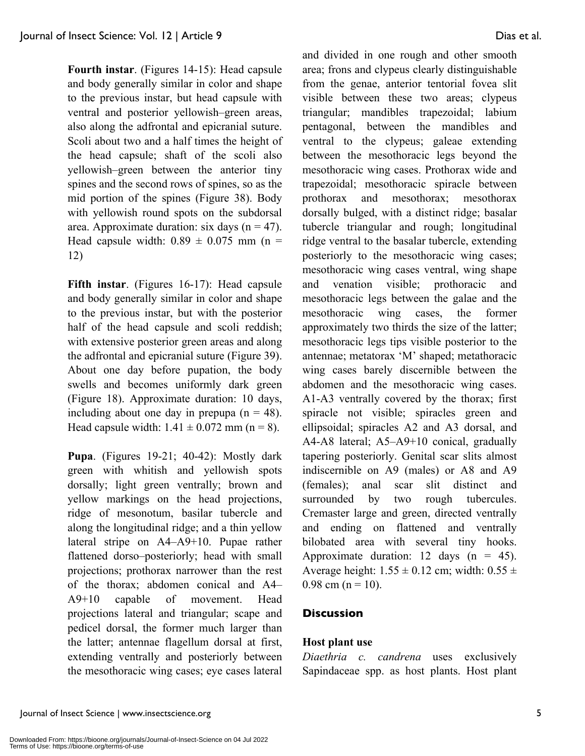**Fourth instar**. (Figures 14-15): Head capsule and body generally similar in color and shape to the previous instar, but head capsule with ventral and posterior yellowish–green areas, also along the adfrontal and epicranial suture. Scoli about two and a half times the height of the head capsule; shaft of the scoli also yellowish–green between the anterior tiny spines and the second rows of spines, so as the mid portion of the spines (Figure 38). Body with yellowish round spots on the subdorsal area. Approximate duration: six days (n = 47). Head capsule width: 0.89 ± 0.075 mm (n = 12)

**Fifth instar**. (Figures 16-17): Head capsule and body generally similar in color and shape to the previous instar, but with the posterior half of the head capsule and scoli reddish; with extensive posterior green areas and along the adfrontal and epicranial suture (Figure 39). About one day before pupation, the body swells and becomes uniformly dark green (Figure 18). Approximate duration: 10 days, including about one day in prepupa (n = 48). Head capsule width: 1.41 ± 0.072 mm (n = 8).

**Pupa**. (Figures 19-21; 40-42): Mostly dark green with whitish and yellowish spots dorsally; light green ventrally; brown and yellow markings on the head projections, ridge of mesonotum, basilar tubercle and along the longitudinal ridge; and a thin yellow lateral stripe on A4–A9+10. Pupae rather flattened dorso–posteriorly; head with small projections; prothorax narrower than the rest of the thorax; abdomen conical and A4–A9+10 capable of movement. Head projections lateral and triangular; scape and pedicel dorsal, the former much larger than the latter; antennae flagellum dorsal at first, extending ventrally and posteriorly between the mesothoracic wing cases; eye cases lateral and divided in one rough and other smooth area; frons and clypeus clearly distinguishable from the genae, anterior tentorial fovea slit visible between these two areas; clypeus triangular; mandibles trapezoidal; labium pentagonal, between the mandibles and ventral to the clypeus; galeae extending between the mesothoracic legs beyond the mesothoracic wing cases. Prothorax wide and trapezoidal; mesothoracic spiracle between prothorax and mesothorax; mesothorax dorsally bulged, with a distinct ridge; basalar tubercle triangular and rough; longitudinal ridge ventral to the basalar tubercle, extending posteriorly to the mesothoracic wing cases; mesothoracic wing cases ventral, wing shape and venation visible; prothoracic and mesothoracic legs between the galae and the mesothoracic wing cases, the former approximately two thirds the size of the latter; mesothoracic legs tips visible posterior to the antennae; metatorax 'M' shaped; metathoracic wing cases barely discernible between the abdomen and the mesothoracic wing cases. A1-A3 ventrally covered by the thorax; first spiracle not visible; spiracles green and ellipsoidal; spiracles A2 and A3 dorsal, and A4-A8 lateral; A5–A9+10 conical, gradually tapering posteriorly. Genital scar slits almost indiscernible on A9 (males) or A8 and A9 (females); anal scar slit distinct and surrounded by two rough tubercules. Cremaster large and green, directed ventrally and ending on flattened and ventrally bilobated area with several tiny hooks. Approximate duration: 12 days (n = 45). Average height: 1.55 ± 0.12 cm; width: 0.55 ± 0.98 cm (n = 10).

## Discussion

### Host plant use

*Diaethria c. candrena* uses exclusively Sapindaceae spp. as host plants. Host plant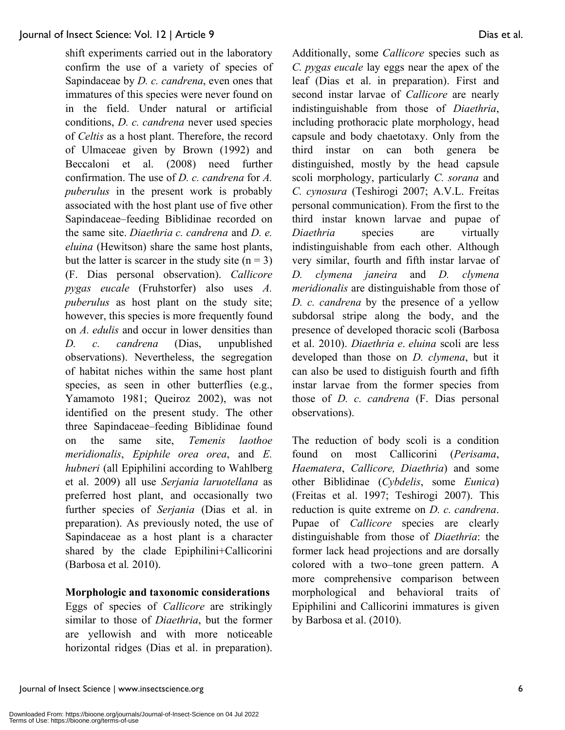shift experiments carried out in the laboratory confirm the use of a variety of species of Sapindaceae by *D. c. candrena*, even ones that immatures of this species were never found on in the field. Under natural or artificial conditions, *D. c. candrena* never used species of *Celtis* as a host plant. Therefore, the record of Ulmaceae given by Brown (1992) and Beccaloni et al. (2008) need further confirmation. The use of *D. c. candrena* for *A. puberulus* in the present work is probably associated with the host plant use of five other Sapindaceae–feeding Biblidinae recorded on the same site. *Diaethria c. candrena* and *D. e. eluina* (Hewitson) share the same host plants, but the latter is scarcer in the study site (n = 3) (F. Dias personal observation). *Callicore pygas eucale* (Fruhstorfer) also uses *A. puberulus* as host plant on the study site; however, this species is more frequently found on *A. edulis* and occur in lower densities than *D. c. candrena* (Dias, unpublished observations). Nevertheless, the segregation of habitat niches within the same host plant species, as seen in other butterflies (e.g., Yamamoto 1981; Queiroz 2002), was not identified on the present study. The other three Sapindaceae–feeding Biblidinae found on the same site, *Temenis laothoe meridionalis*, *Epiphile orea orea*, and *E. hubneri* (all Epiphilini according to Wahlberg et al. 2009) all use *Serjania laruotellana* as preferred host plant, and occasionally two further species of *Serjania* (Dias et al. in preparation). As previously noted, the use of Sapindaceae as a host plant is a character shared by the clade Epiphilini+Callicorini (Barbosa et al*.* 2010).

**Morphologic and taxonomic considerations**

Eggs of species of *Callicore* are strikingly similar to those of *Diaethria*, but the former are yellowish and with more noticeable horizontal ridges (Dias et al. in preparation). Additionally, some *Callicore* species such as *C. pygas eucale* lay eggs near the apex of the leaf (Dias et al. in preparation). First and second instar larvae of *Callicore* are nearly indistinguishable from those of *Diaethria*, including prothoracic plate morphology, head capsule and body chaetotaxy. Only from the third instar on can both genera be distinguished, mostly by the head capsule scoli morphology, particularly *C. sorana* and *C. cynosura* (Teshirogi 2007; A.V.L. Freitas personal communication). From the first to the third instar known larvae and pupae of *Diaethria* species are virtually indistinguishable from each other. Although very similar, fourth and fifth instar larvae of *D. clymena janeira* and *D. clymena meridionalis* are distinguishable from those of *D. c. candrena* by the presence of a yellow subdorsal stripe along the body, and the presence of developed thoracic scoli (Barbosa et al. 2010). *Diaethria e*. *eluina* scoli are less developed than those on *D. clymena*, but it can also be used to distiguish fourth and fifth instar larvae from the former species from those of *D. c. candrena* (F. Dias personal observations).

The reduction of body scoli is a condition found on most Callicorini (*Perisama*, *Haematera*, *Callicore, Diaethria*) and some other Biblidinae (*Cybdelis*, some *Eunica*) (Freitas et al. 1997; Teshirogi 2007). This reduction is quite extreme on *D. c. candrena*. Pupae of *Callicore* species are clearly distinguishable from those of *Diaethria*: the former lack head projections and are dorsally colored with a two–tone green pattern. A more comprehensive comparison between morphological and behavioral traits of Epiphilini and Callicorini immatures is given by Barbosa et al. (2010).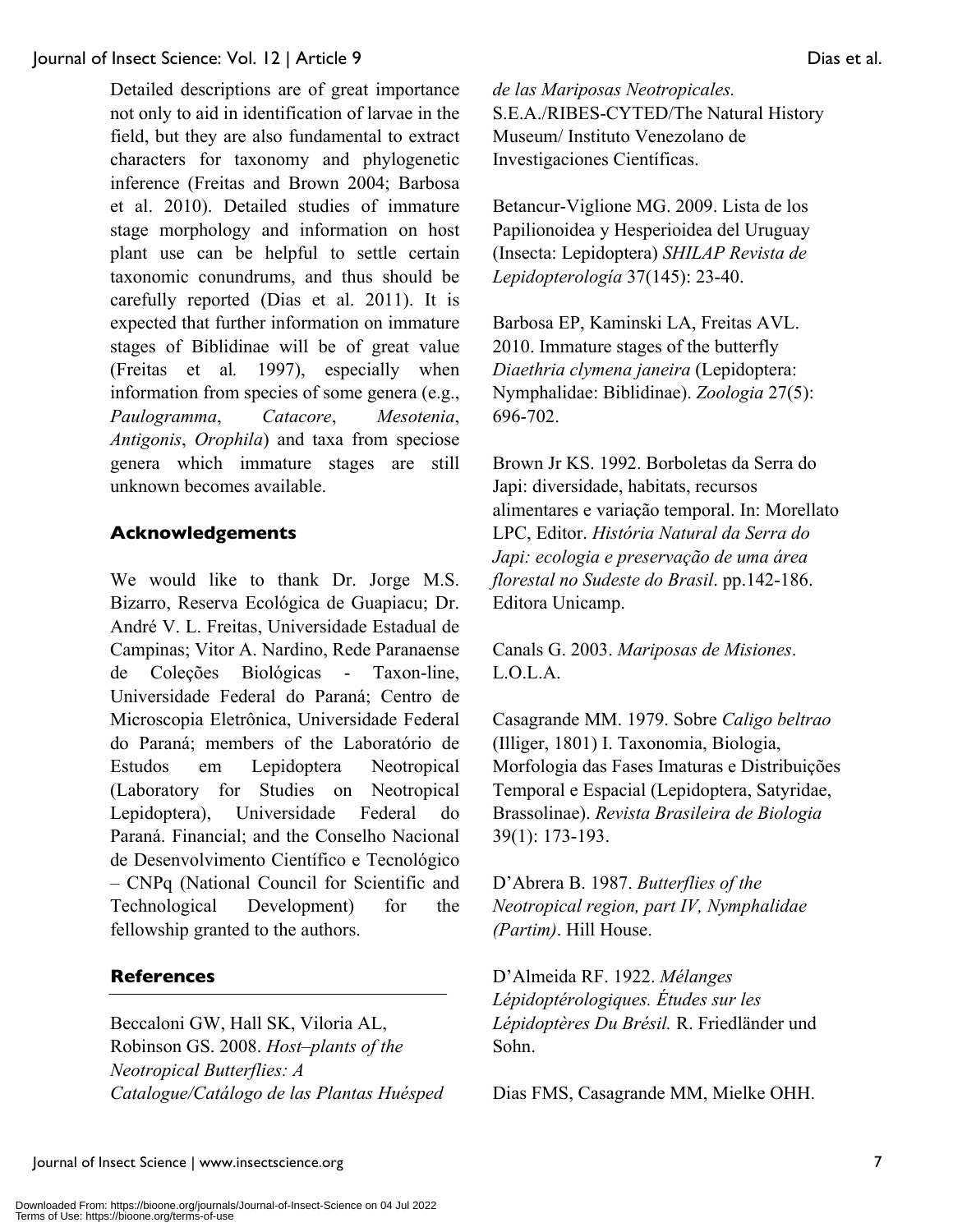Detailed descriptions are of great importance not only to aid in identification of larvae in the field, but they are also fundamental to extract characters for taxonomy and phylogenetic inference (Freitas and Brown 2004; Barbosa et al. 2010). Detailed studies of immature stage morphology and information on host plant use can be helpful to settle certain taxonomic conundrums, and thus should be carefully reported (Dias et al. 2011). It is expected that further information on immature stages of Biblidinae will be of great value (Freitas et al*.* 1997), especially when information from species of some genera (e.g., *Paulogramma*, *Catacore*, *Mesotenia*, *Antigonis*, *Orophila*) and taxa from speciose genera which immature stages are still unknown becomes available.

## Acknowledgements

We would like to thank Dr. Jorge M.S. Bizarro, Reserva Ecológica de Guapiacu; Dr. André V. L. Freitas, Universidade Estadual de Campinas; Vitor A. Nardino, Rede Paranaense de Coleções Biológicas - Taxon-line, Universidade Federal do Paraná; Centro de Microscopia Eletrônica, Universidade Federal do Paraná; members of the Laboratório de Estudos em Lepidoptera Neotropical (Laboratory for Studies on Neotropical Lepidoptera), Universidade Federal do Paraná. Financial; and the Conselho Nacional de Desenvolvimento Científico e Tecnológico – CNPq (National Council for Scientific and Technological Development) for the fellowship granted to the authors.

## References

Beccaloni GW, Hall SK, Viloria AL, Robinson GS. 2008. *Host–plants of the Neotropical Butterflies: A Catalogue/Catálogo de las Plantas Huésped de las Mariposas Neotropicales.* S.E.A./RIBES-CYTED/The Natural History Museum/ Instituto Venezolano de Investigaciones Científicas.

Betancur-Viglione MG. 2009. Lista de los Papilionoidea y Hesperioidea del Uruguay (Insecta: Lepidoptera) *SHILAP Revista de Lepidopterología* 37(145): 23-40.

Barbosa EP, Kaminski LA, Freitas AVL. 2010. Immature stages of the butterfly *Diaethria clymena janeira* (Lepidoptera: Nymphalidae: Biblidinae). *Zoologia* 27(5): 696-702.

Brown Jr KS. 1992. Borboletas da Serra do Japi: diversidade, habitats, recursos alimentares e variação temporal. In: Morellato LPC, Editor. *História Natural da Serra do Japi: ecologia e preservação de uma área florestal no Sudeste do Brasil*. pp.142-186. Editora Unicamp.

Canals G. 2003. *Mariposas de Misiones*. L.O.L.A.

Casagrande MM. 1979. Sobre *Caligo beltrao* (Illiger, 1801) I. Taxonomia, Biologia, Morfologia das Fases Imaturas e Distribuições Temporal e Espacial (Lepidoptera, Satyridae, Brassolinae). *Revista Brasileira de Biologia* 39(1): 173-193.

D'Abrera B. 1987. *Butterflies of the Neotropical region, part IV, Nymphalidae (Partim)*. Hill House.

D'Almeida RF. 1922. *Mélanges Lépidoptérologiques. Études sur les Lépidoptères Du Brésil.* R. Friedländer und Sohn.

Dias FMS, Casagrande MM, Mielke OHH.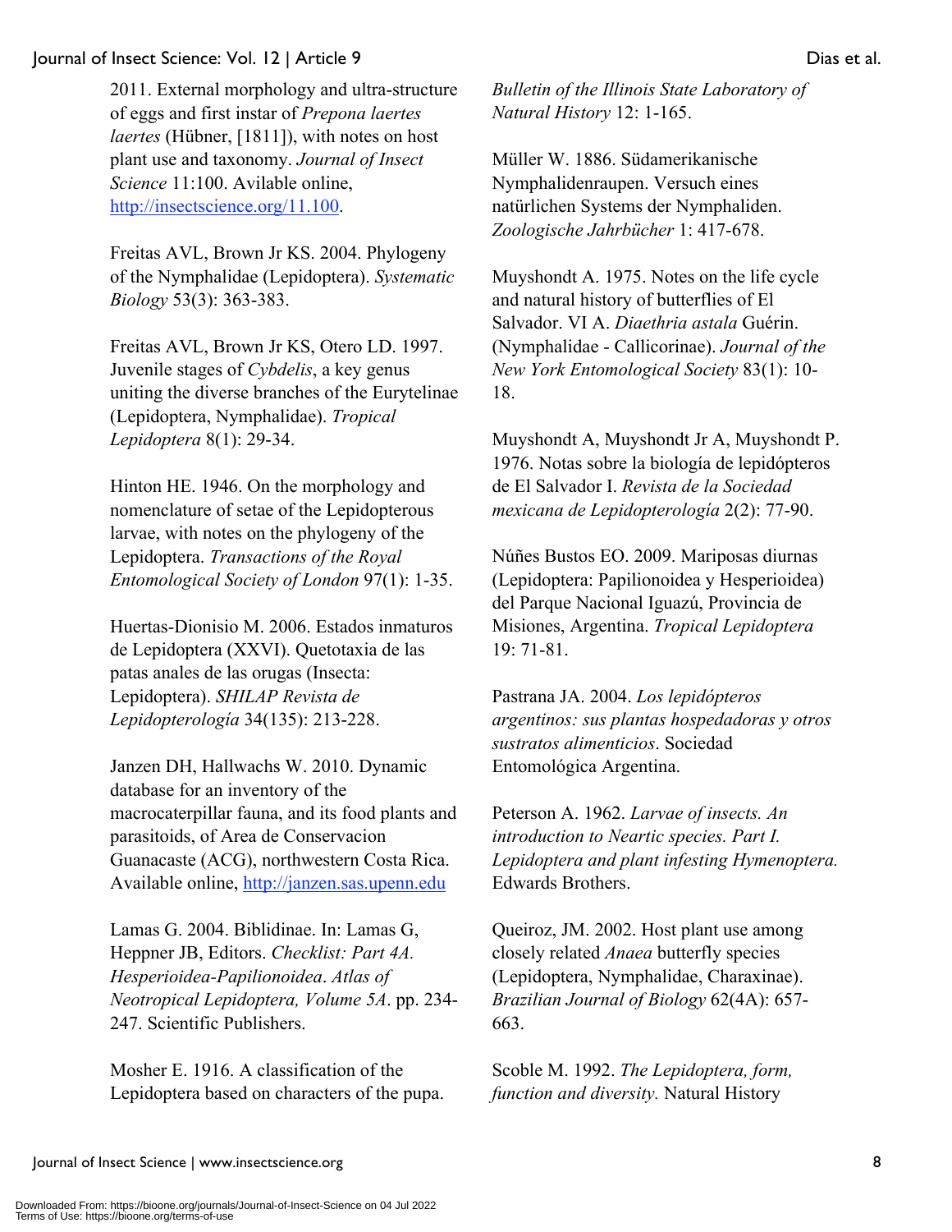2011. External morphology and ultra-structure of eggs and first instar of *Prepona laertes laertes* (Hübner, [1811]), with notes on host plant use and taxonomy. *Journal of Insect Science* 11:100. Avilable online, http://insectscience.org/11.100.

Freitas AVL, Brown Jr KS. 2004. Phylogeny of the Nymphalidae (Lepidoptera). *Systematic Biology* 53(3): 363-383.

Freitas AVL, Brown Jr KS, Otero LD. 1997. Juvenile stages of *Cybdelis*, a key genus uniting the diverse branches of the Eurytelinae (Lepidoptera, Nymphalidae). *Tropical Lepidoptera* 8(1): 29-34.

Hinton HE. 1946. On the morphology and nomenclature of setae of the Lepidopterous larvae, with notes on the phylogeny of the Lepidoptera. *Transactions of the Royal Entomological Society of London* 97(1): 1-35.

Huertas-Dionisio M. 2006. Estados inmaturos de Lepidoptera (XXVI). Quetotaxia de las patas anales de las orugas (Insecta: Lepidoptera). *SHILAP Revista de Lepidopterología* 34(135): 213-228.

Janzen DH, Hallwachs W. 2010. Dynamic database for an inventory of the macrocaterpillar fauna, and its food plants and parasitoids, of Area de Conservacion Guanacaste (ACG), northwestern Costa Rica. Available online, http://janzen.sas.upenn.edu

Lamas G. 2004. Biblidinae. In: Lamas G, Heppner JB, Editors. *Checklist: Part 4A. Hesperioidea-Papilionoidea*. *Atlas of Neotropical Lepidoptera, Volume 5A*. pp. 234-247. Scientific Publishers.

Mosher E. 1916. A classification of the Lepidoptera based on characters of the pupa. *Bulletin of the Illinois State Laboratory of Natural History* 12: 1-165.

Müller W. 1886. Südamerikanische Nymphalidenraupen. Versuch eines natürlichen Systems der Nymphaliden. *Zoologische Jahrbücher* 1: 417-678.

Muyshondt A. 1975. Notes on the life cycle and natural history of butterflies of El Salvador. VI A. *Diaethria astala* Guérin. (Nymphalidae - Callicorinae). *Journal of the New York Entomological Society* 83(1): 10-18.

Muyshondt A, Muyshondt Jr A, Muyshondt P. 1976. Notas sobre la biología de lepidópteros de El Salvador I. *Revista de la Sociedad mexicana de Lepidopterología* 2(2): 77-90.

Núñes Bustos EO. 2009. Mariposas diurnas (Lepidoptera: Papilionoidea y Hesperioidea) del Parque Nacional Iguazú, Provincia de Misiones, Argentina. *Tropical Lepidoptera* 19: 71-81.

Pastrana JA. 2004. *Los lepidópteros argentinos: sus plantas hospedadoras y otros sustratos alimenticios*. Sociedad Entomológica Argentina.

Peterson A. 1962. *Larvae of insects. An introduction to Neartic species. Part I. Lepidoptera and plant infesting Hymenoptera.* Edwards Brothers.

Queiroz, JM. 2002. Host plant use among closely related *Anaea* butterfly species (Lepidoptera, Nymphalidae, Charaxinae). *Brazilian Journal of Biology* 62(4A): 657-663.

Scoble M. 1992. *The Lepidoptera, form, function and diversity.* Natural History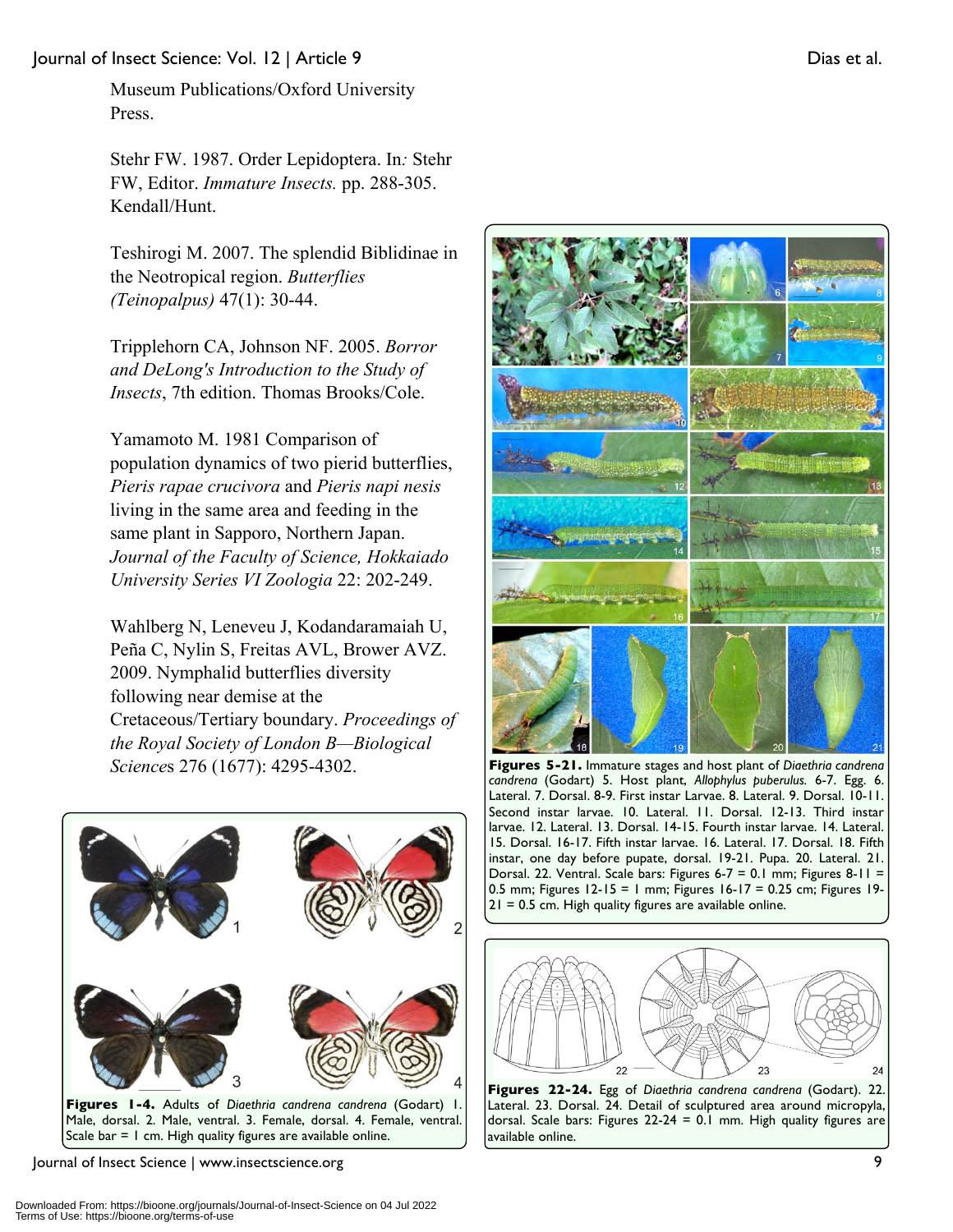Museum Publications/Oxford University Press.

Stehr FW. 1987. Order Lepidoptera. In: Stehr FW, Editor. *Immature Insects.* pp. 288-305. Kendall/Hunt.

Teshirogi M. 2007. The splendid Biblidinae in the Neotropical region. *Butterflies (Teinopalpus)* 47(1): 30-44.

Tripplehorn CA, Johnson NF. 2005. *Borror and DeLong's Introduction to the Study of Insects*, 7th edition. Thomas Brooks/Cole.

Yamamoto M. 1981 Comparison of population dynamics of two pierid butterflies, *Pieris rapae crucivora* and *Pieris napi nesis* living in the same area and feeding in the same plant in Sapporo, Northern Japan. *Journal of the Faculty of Science, Hokkaiado University Series VI Zoologia* 22: 202-249.

Wahlberg N, Leneveu J, Kodandaramaiah U, Peña C, Nylin S, Freitas AVL, Brower AVZ. 2009. Nymphalid butterflies diversity following near demise at the Cretaceous/Tertiary boundary. *Proceedings of the Royal Society of London B—Biological Sciences* 276 (1677): 4295-4302.

**Figures 1-4.** Adults of *Diaethria candrena candrena* (Godart) 1. Male, dorsal. 2. Male, ventral. 3. Female, dorsal. 4. Female, ventral. Scale bar = 1 cm. High quality figures are available online.

**Figures 5-21.** Immature stages and host plant of *Diaethria candrena candrena* (Godart) 5. Host plant, *Allophylus puberulus.* 6-7. Egg. 6. Lateral. 7. Dorsal. 8-9. First instar Larvae. 8. Lateral. 9. Dorsal. 10-11. Second instar larvae. 10. Lateral. 11. Dorsal. 12-13. Third instar larvae. 12. Lateral. 13. Dorsal. 14-15. Fourth instar larvae. 14. Lateral. 15. Dorsal. 16-17. Fifth instar larvae. 16. Lateral. 17. Dorsal. 18. Fifth instar, one day before pupate, dorsal. 19-21. Pupa. 20. Lateral. 21. Dorsal. 22. Ventral. Scale bars: Figures 6-7 = 0.1 mm; Figures 8-11 = 0.5 mm; Figures 12-15 = 1 mm; Figures 16-17 = 0.25 cm; Figures 19-21 = 0.5 cm. High quality figures are available online.

**Figures 22-24.** Egg of *Diaethria candrena candrena* (Godart). 22. Lateral. 23. Dorsal. 24. Detail of sculptured area around micropyla, dorsal. Scale bars: Figures 22-24 = 0.1 mm. High quality figures are available online.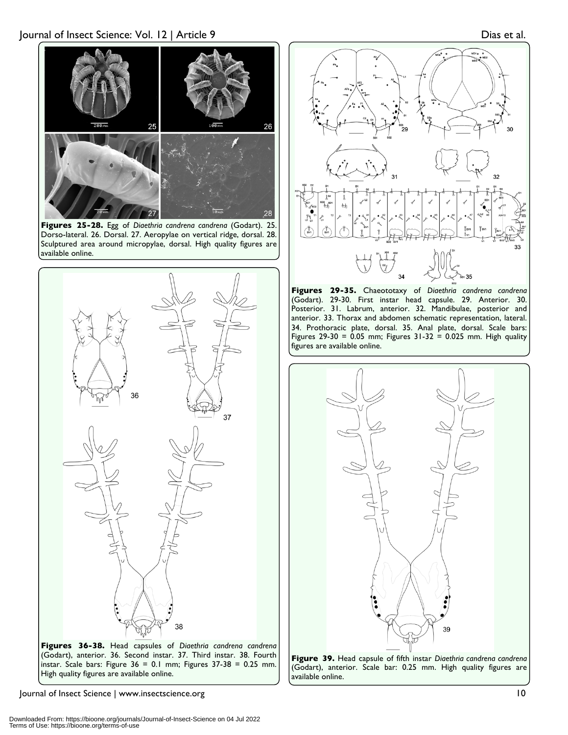**Figures 25-28.** Egg of *Diaethria candrena candrena* (Godart). 25. Dorso-lateral. 26. Dorsal. 27. Aeropylae on vertical ridge, dorsal. 28. Sculptured area around micropylae, dorsal. High quality figures are available online.

**Figures 29-35.** Chaeotootaxy of *Diaethria candrena candrena* (Godart). 29-30. First instar head capsule. 29. Anterior. 30. Posterior. 31. Labrum, anterior. 32. Mandibulae, posterior and anterior. 33. Thorax and abdomen schematic representation, lateral. 34. Prothoracic plate, dorsal. 35. Anal plate, dorsal. Scale bars: Figures 29-30 = 0.05 mm; Figures 31-32 = 0.025 mm. High quality figures are available online.

**Figures 36-38.** Head capsules of *Diaethria candrena candrena* (Godart), anterior. 36. Second instar. 37. Third instar. 38. Fourth instar. Scale bars: Figure 36 = 0.1 mm; Figures 37-38 = 0.25 mm. High quality figures are available online.

**Figure 39.** Head capsule of fifth instar *Diaethria candrena candrena* (Godart), anterior. Scale bar: 0.25 mm. High quality figures are available online.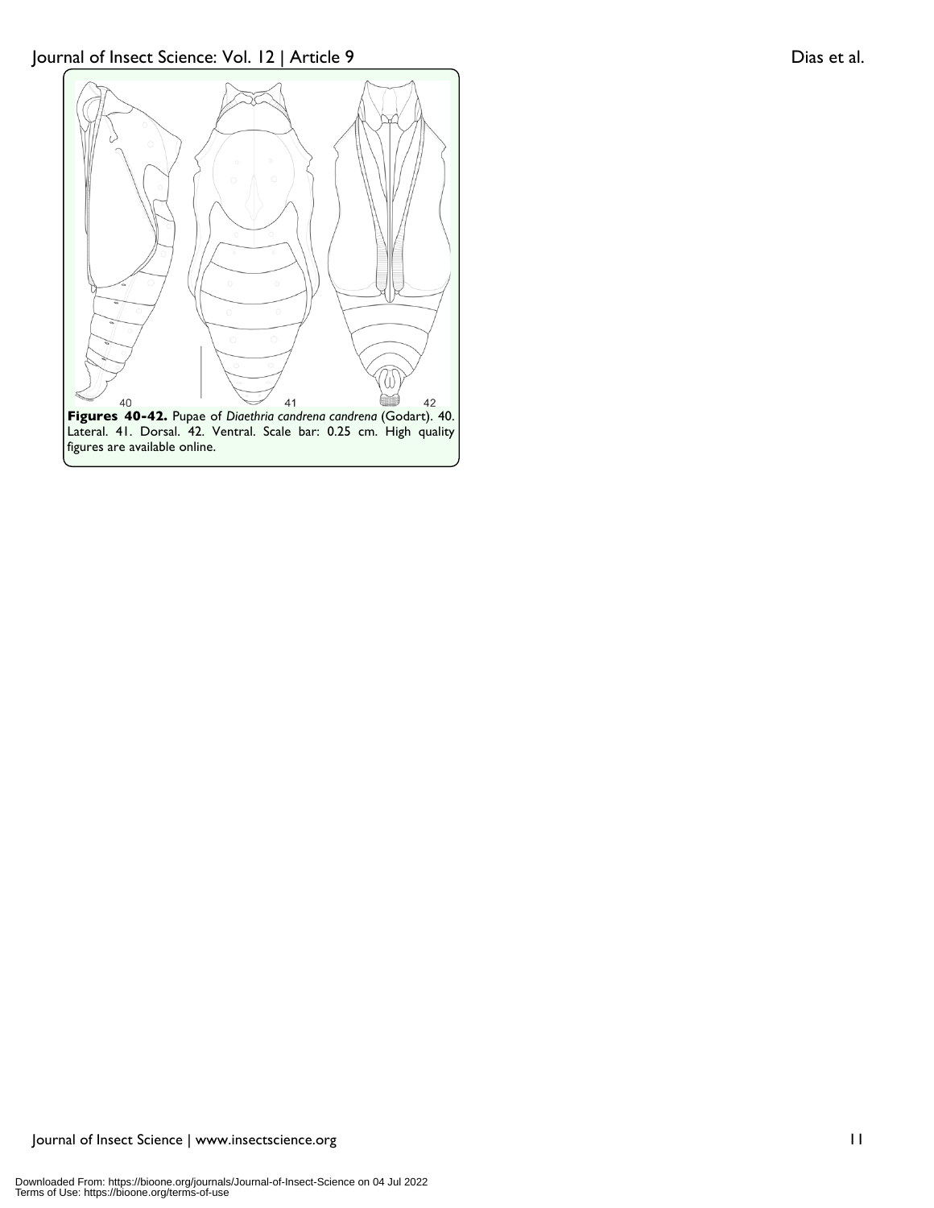40 41 42

**Figures 40-42.** Pupae of *Diaethria candrena candrena* (Godart). 40. Lateral. 41. Dorsal. 42. Ventral. Scale bar: 0.25 cm. High quality figures are available online.